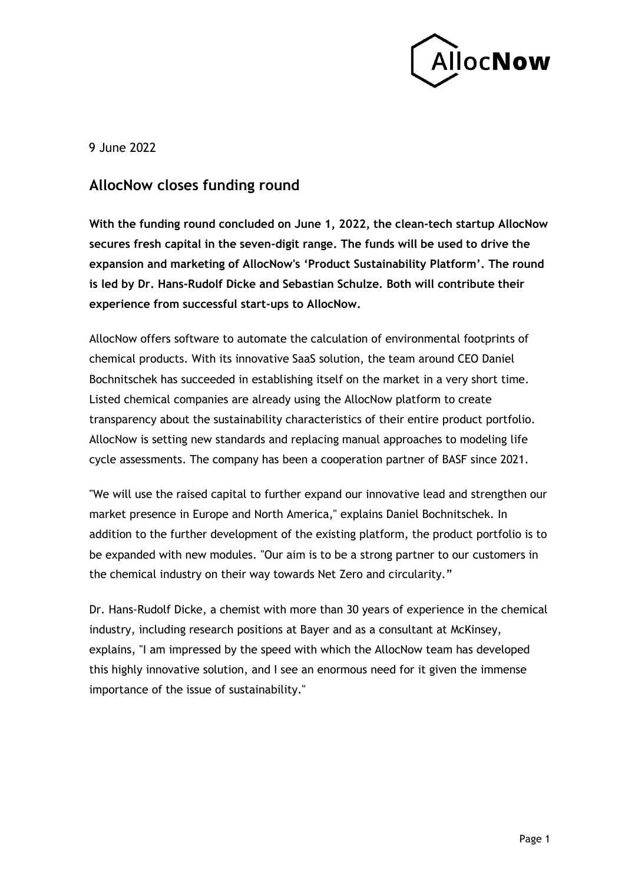9 June 2022

## AllocNow closes funding round

**With the funding round concluded on June 1, 2022, the clean-tech startup AllocNow secures fresh capital in the seven-digit range. The funds will be used to drive the expansion and marketing of AllocNow's 'Product Sustainability Platform'. The round is led by Dr. Hans-Rudolf Dicke and Sebastian Schulze. Both will contribute their experience from successful start-ups to AllocNow.**

AllocNow offers software to automate the calculation of environmental footprints of chemical products. With its innovative SaaS solution, the team around CEO Daniel Bochnitschek has succeeded in establishing itself on the market in a very short time. Listed chemical companies are already using the AllocNow platform to create transparency about the sustainability characteristics of their entire product portfolio. AllocNow is setting new standards and replacing manual approaches to modeling life cycle assessments. The company has been a cooperation partner of BASF since 2021.

"We will use the raised capital to further expand our innovative lead and strengthen our market presence in Europe and North America," explains Daniel Bochnitschek. In addition to the further development of the existing platform, the product portfolio is to be expanded with new modules. "Our aim is to be a strong partner to our customers in the chemical industry on their way towards Net Zero and circularity."

Dr. Hans-Rudolf Dicke, a chemist with more than 30 years of experience in the chemical industry, including research positions at Bayer and as a consultant at McKinsey, explains, "I am impressed by the speed with which the AllocNow team has developed this highly innovative solution, and I see an enormous need for it given the immense importance of the issue of sustainability."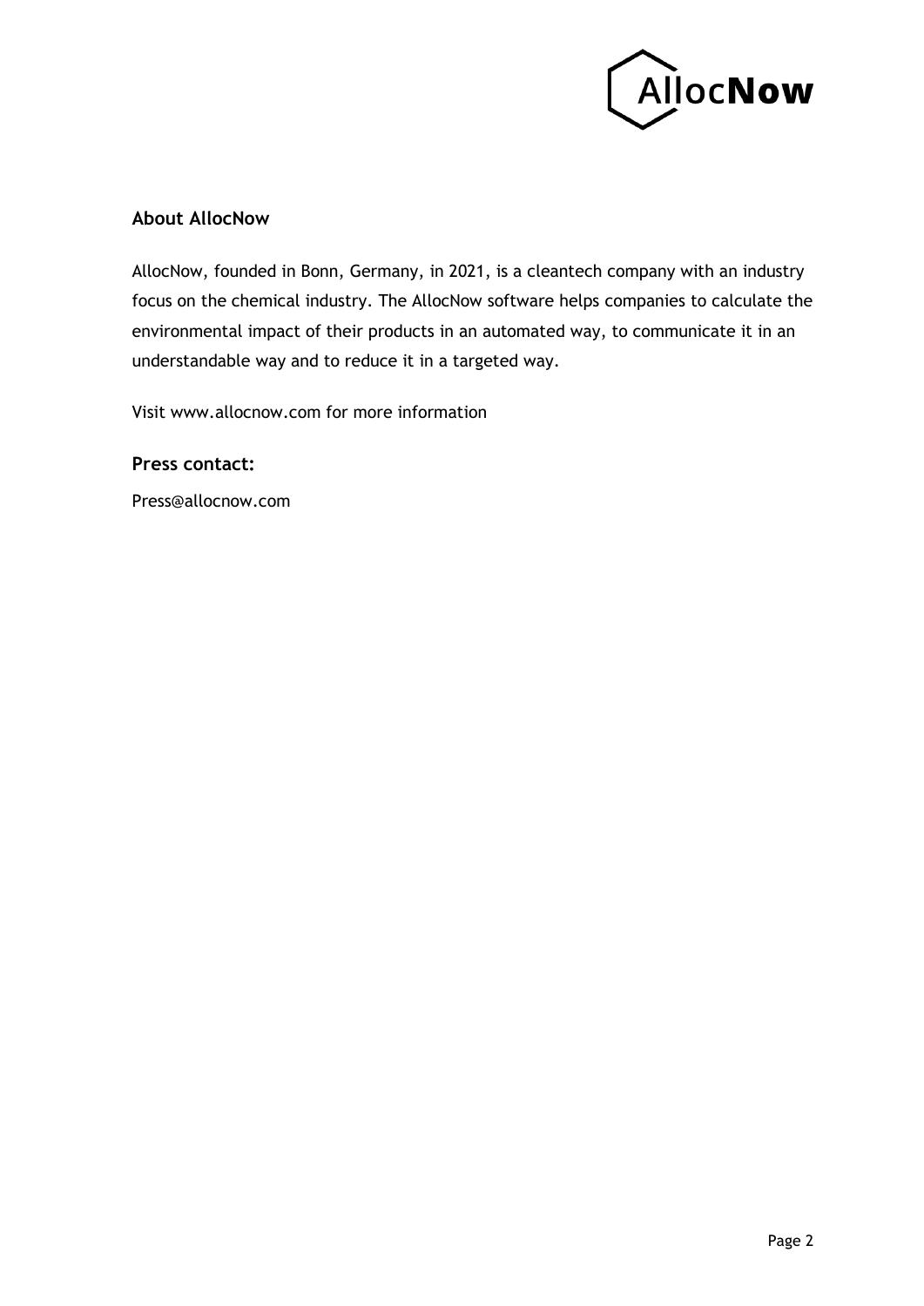## About AllocNow

AllocNow, founded in Bonn, Germany, in 2021, is a cleantech company with an industry focus on the chemical industry. The AllocNow software helps companies to calculate the environmental impact of their products in an automated way, to communicate it in an understandable way and to reduce it in a targeted way.

Visit www.allocnow.com for more information

## Press contact:

Press@allocnow.com